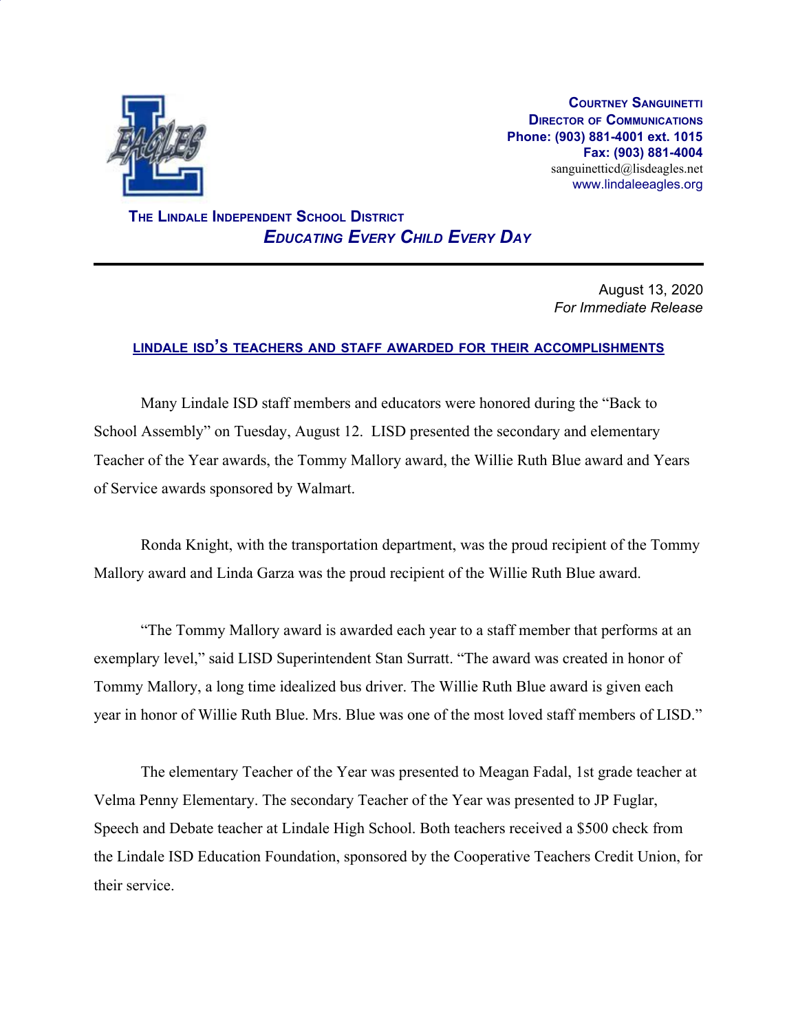**Courtney Sanguinetti**
**Director of Communications**
**Phone: (903) 881-4001 ext. 1015**
**Fax: (903) 881-4004**
sanguinetticd@lisdeagles.net
www.lindaleeagles.org

**The Lindale Independent School District**
***Educating Every Child Every Day***

---

August 13, 2020
*For Immediate Release*

## LINDALE ISD'S TEACHERS AND STAFF AWARDED FOR THEIR ACCOMPLISHMENTS

Many Lindale ISD staff members and educators were honored during the "Back to School Assembly" on Tuesday, August 12. LISD presented the secondary and elementary Teacher of the Year awards, the Tommy Mallory award, the Willie Ruth Blue award and Years of Service awards sponsored by Walmart.

Ronda Knight, with the transportation department, was the proud recipient of the Tommy Mallory award and Linda Garza was the proud recipient of the Willie Ruth Blue award.

"The Tommy Mallory award is awarded each year to a staff member that performs at an exemplary level," said LISD Superintendent Stan Surratt. "The award was created in honor of Tommy Mallory, a long time idealized bus driver. The Willie Ruth Blue award is given each year in honor of Willie Ruth Blue. Mrs. Blue was one of the most loved staff members of LISD."

The elementary Teacher of the Year was presented to Meagan Fadal, 1st grade teacher at Velma Penny Elementary. The secondary Teacher of the Year was presented to JP Fuglar, Speech and Debate teacher at Lindale High School. Both teachers received a $500 check from the Lindale ISD Education Foundation, sponsored by the Cooperative Teachers Credit Union, for their service.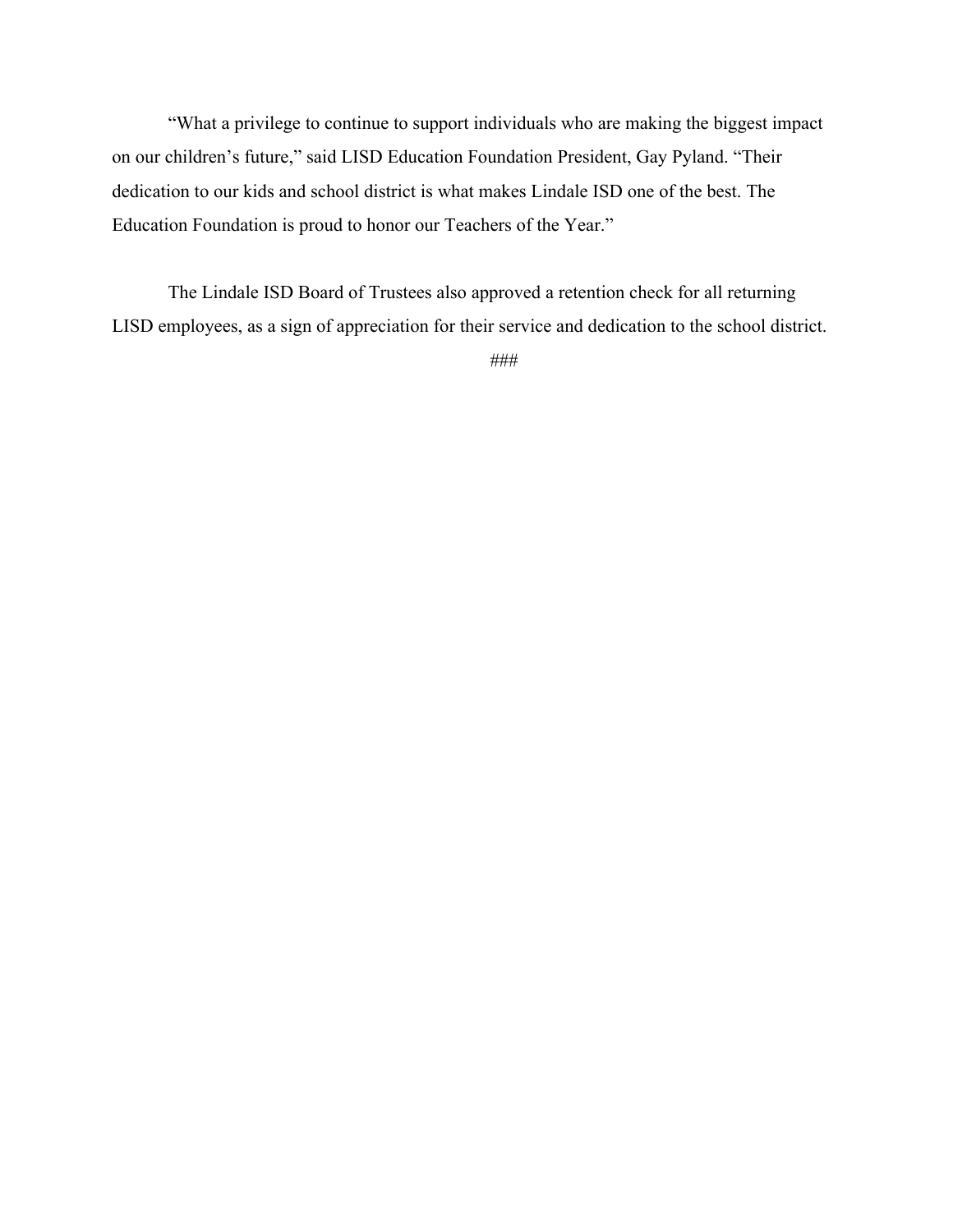"What a privilege to continue to support individuals who are making the biggest impact on our children's future," said LISD Education Foundation President, Gay Pyland. "Their dedication to our kids and school district is what makes Lindale ISD one of the best. The Education Foundation is proud to honor our Teachers of the Year."

The Lindale ISD Board of Trustees also approved a retention check for all returning LISD employees, as a sign of appreciation for their service and dedication to the school district.

###